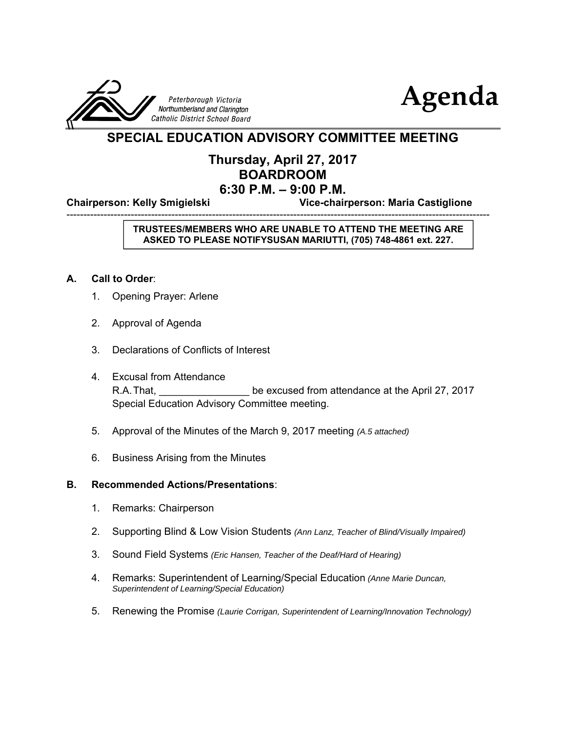Peterborough Victoria
Northumberland and Clarington
Catholic District School Board

# Agenda

## SPECIAL EDUCATION ADVISORY COMMITTEE MEETING

### Thursday, April 27, 2017
### BOARDROOM
### 6:30 P.M. – 9:00 P.M.

**Chairperson: Kelly Smigielski** **Vice-chairperson: Maria Castiglione**

---

**TRUSTEES/MEMBERS WHO ARE UNABLE TO ATTEND THE MEETING ARE ASKED TO PLEASE NOTIFYSUSAN MARIUTTI, (705) 748-4861 ext. 227.**

**A. Call to Order**:

1. Opening Prayer: Arlene
2. Approval of Agenda
3. Declarations of Conflicts of Interest
4. Excusal from Attendance
   R.A. That, ________________ be excused from attendance at the April 27, 2017 Special Education Advisory Committee meeting.
5. Approval of the Minutes of the March 9, 2017 meeting *(A.5 attached)*
6. Business Arising from the Minutes

**B. Recommended Actions/Presentations**:

1. Remarks: Chairperson
2. Supporting Blind & Low Vision Students *(Ann Lanz, Teacher of Blind/Visually Impaired)*
3. Sound Field Systems *(Eric Hansen, Teacher of the Deaf/Hard of Hearing)*
4. Remarks: Superintendent of Learning/Special Education *(Anne Marie Duncan, Superintendent of Learning/Special Education)*
5. Renewing the Promise *(Laurie Corrigan, Superintendent of Learning/Innovation Technology)*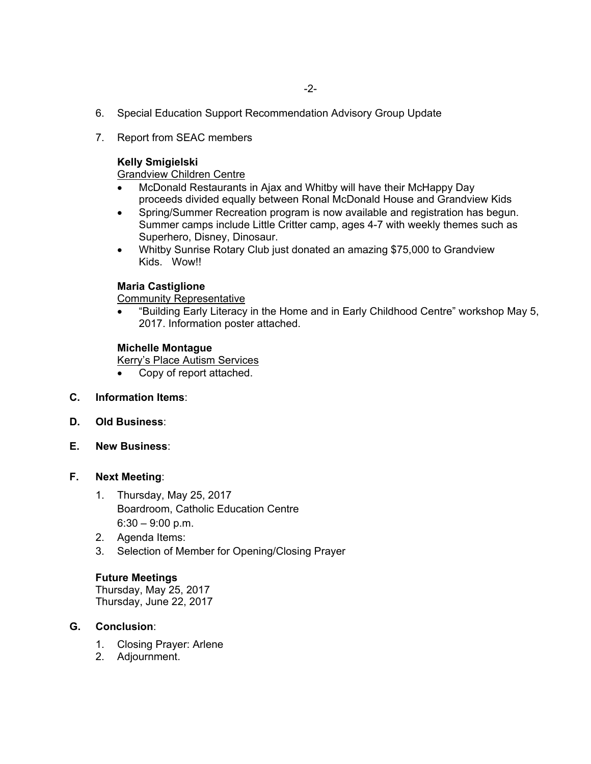6. Special Education Support Recommendation Advisory Group Update

7. Report from SEAC members

   **Kelly Smigielski**
   Grandview Children Centre

   - McDonald Restaurants in Ajax and Whitby will have their McHappy Day proceeds divided equally between Ronal McDonald House and Grandview Kids
   - Spring/Summer Recreation program is now available and registration has begun. Summer camps include Little Critter camp, ages 4-7 with weekly themes such as Superhero, Disney, Dinosaur.
   - Whitby Sunrise Rotary Club just donated an amazing $75,000 to Grandview Kids. Wow!!

   **Maria Castiglione**
   Community Representative

   - "Building Early Literacy in the Home and in Early Childhood Centre" workshop May 5, 2017. Information poster attached.

   **Michelle Montague**
   Kerry's Place Autism Services

   - Copy of report attached.

**C. Information Items**:

**D. Old Business**:

**E. New Business**:

**F. Next Meeting**:

1. Thursday, May 25, 2017
   Boardroom, Catholic Education Centre
   6:30 – 9:00 p.m.
2. Agenda Items:
3. Selection of Member for Opening/Closing Prayer

**Future Meetings**
Thursday, May 25, 2017
Thursday, June 22, 2017

**G. Conclusion**:

1. Closing Prayer: Arlene
2. Adjournment.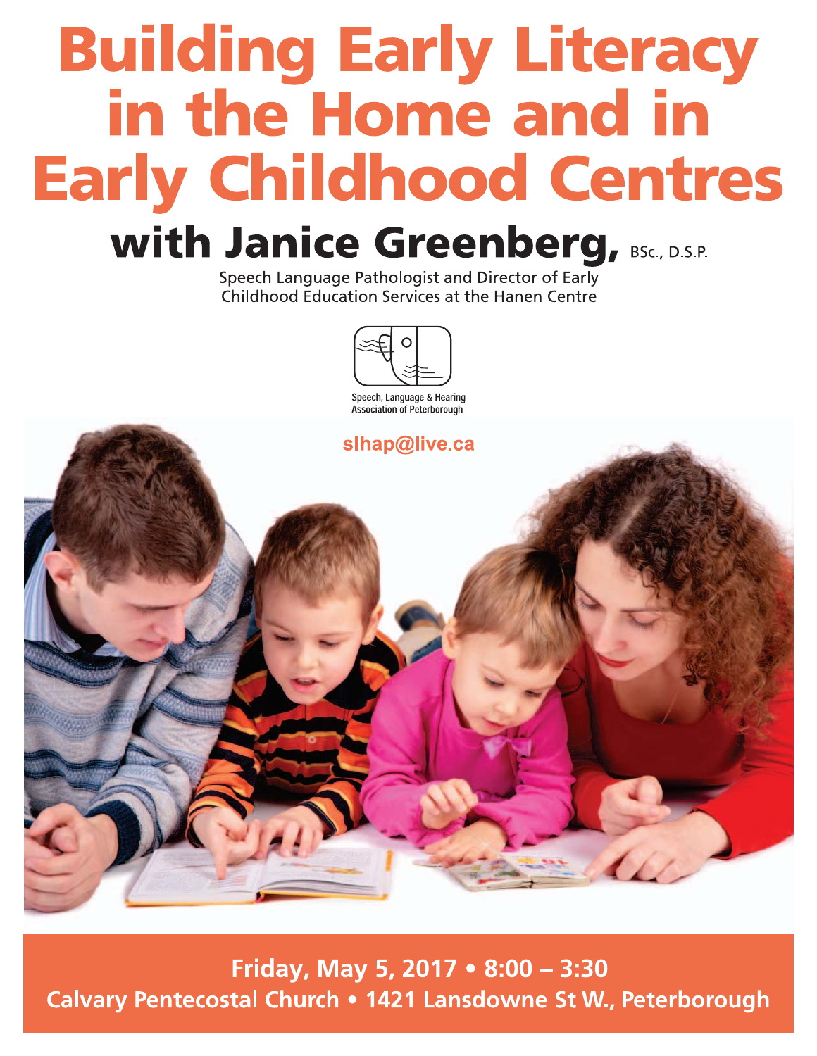# Building Early Literacy in the Home and in Early Childhood Centres

## with Janice Greenberg, BSc., D.S.P.

Speech Language Pathologist and Director of Early Childhood Education Services at the Hanen Centre

Speech, Language & Hearing Association of Peterborough

slhap@live.ca

**Friday, May 5, 2017 • 8:00 – 3:30**

**Calvary Pentecostal Church • 1421 Lansdowne St W., Peterborough**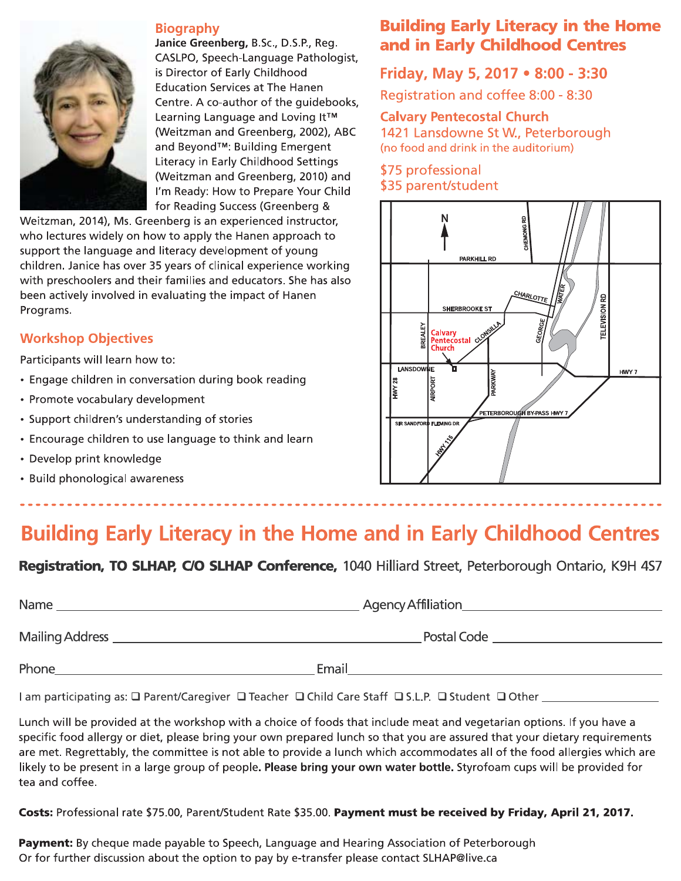## Biography

**Janice Greenberg,** B.Sc., D.S.P., Reg. CASLPO, Speech-Language Pathologist, is Director of Early Childhood Education Services at The Hanen Centre. A co-author of the guidebooks, Learning Language and Loving It™ (Weitzman and Greenberg, 2002), ABC and Beyond™: Building Emergent Literacy in Early Childhood Settings (Weitzman and Greenberg, 2010) and I'm Ready: How to Prepare Your Child for Reading Success (Greenberg & Weitzman, 2014), Ms. Greenberg is an experienced instructor, who lectures widely on how to apply the Hanen approach to support the language and literacy development of young children. Janice has over 35 years of clinical experience working with preschoolers and their families and educators. She has also been actively involved in evaluating the impact of Hanen Programs.

## Workshop Objectives

Participants will learn how to:

- Engage children in conversation during book reading
- Promote vocabulary development
- Support children's understanding of stories
- Encourage children to use language to think and learn
- Develop print knowledge
- Build phonological awareness

## Building Early Literacy in the Home and in Early Childhood Centres

**Friday, May 5, 2017 • 8:00 - 3:30**

Registration and coffee 8:00 - 8:30

**Calvary Pentecostal Church**
1421 Lansdowne St W., Peterborough
(no food and drink in the auditorium)

$75 professional
$35 parent/student

N
PARKHILL RD
CHEMONG RD
CHARLOTTE
WATER
SHERBROOKE ST
TELEVISION RD
BREALEY
Calvary Pentecostal Church
CLONSILLA
GEORGE
LANSDOWNE
HWY 7
HWY 28
AIRPORT
PARKWAY
PETERBOROUGH BY-PASS HWY 7
SIR SANDFORD FLEMING DR
HWY 115

---

# Building Early Literacy in the Home and in Early Childhood Centres

**Registration, TO SLHAP, C/O SLHAP Conference,** 1040 Hilliard Street, Peterborough Ontario, K9H 4S7

Name \_\_\_\_\_\_\_\_\_\_\_\_\_\_\_\_ Agency Affiliation \_\_\_\_\_\_\_\_\_\_\_\_\_\_\_\_

Mailing Address \_\_\_\_\_\_\_\_\_\_\_\_\_\_\_\_ Postal Code \_\_\_\_\_\_\_\_\_\_\_\_\_\_\_\_

Phone \_\_\_\_\_\_\_\_\_\_\_\_\_\_\_\_ Email \_\_\_\_\_\_\_\_\_\_\_\_\_\_\_\_

I am participating as: ☐ Parent/Caregiver ☐ Teacher ☐ Child Care Staff ☐ S.L.P. ☐ Student ☐ Other \_\_\_\_\_\_\_\_\_\_\_\_

Lunch will be provided at the workshop with a choice of foods that include meat and vegetarian options. If you have a specific food allergy or diet, please bring your own prepared lunch so that you are assured that your dietary requirements are met. Regrettably, the committee is not able to provide a lunch which accommodates all of the food allergies which are likely to be present in a large group of people**. Please bring your own water bottle.** Styrofoam cups will be provided for tea and coffee.

**Costs:** Professional rate $75.00, Parent/Student Rate $35.00. **Payment must be received by Friday, April 21, 2017.**

**Payment:** By cheque made payable to Speech, Language and Hearing Association of Peterborough
Or for further discussion about the option to pay by e-transfer please contact SLHAP@live.ca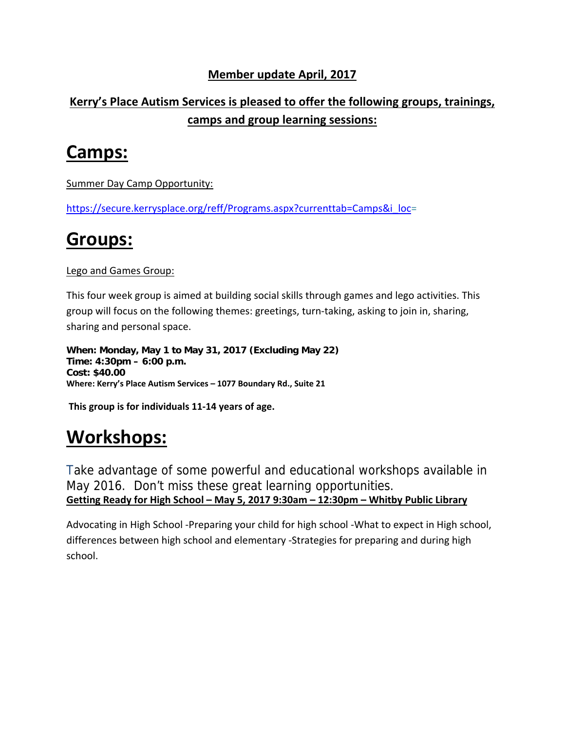**Member update April, 2017**

**Kerry's Place Autism Services is pleased to offer the following groups, trainings, camps and group learning sessions:**

# Camps:

Summer Day Camp Opportunity:

https://secure.kerrysplace.org/reff/Programs.aspx?currenttab=Camps&i_loc=

# Groups:

Lego and Games Group:

This four week group is aimed at building social skills through games and lego activities. This group will focus on the following themes: greetings, turn-taking, asking to join in, sharing, sharing and personal space.

**When: Monday, May 1 to May 31, 2017 (Excluding May 22)**
**Time: 4:30pm – 6:00 p.m.**
**Cost: $40.00**
**Where: Kerry's Place Autism Services – 1077 Boundary Rd., Suite 21**

**This group is for individuals 11-14 years of age.**

# Workshops:

Take advantage of some powerful and educational workshops available in May 2016. Don't miss these great learning opportunities.

**Getting Ready for High School – May 5, 2017 9:30am – 12:30pm – Whitby Public Library**

Advocating in High School -Preparing your child for high school -What to expect in High school, differences between high school and elementary -Strategies for preparing and during high school.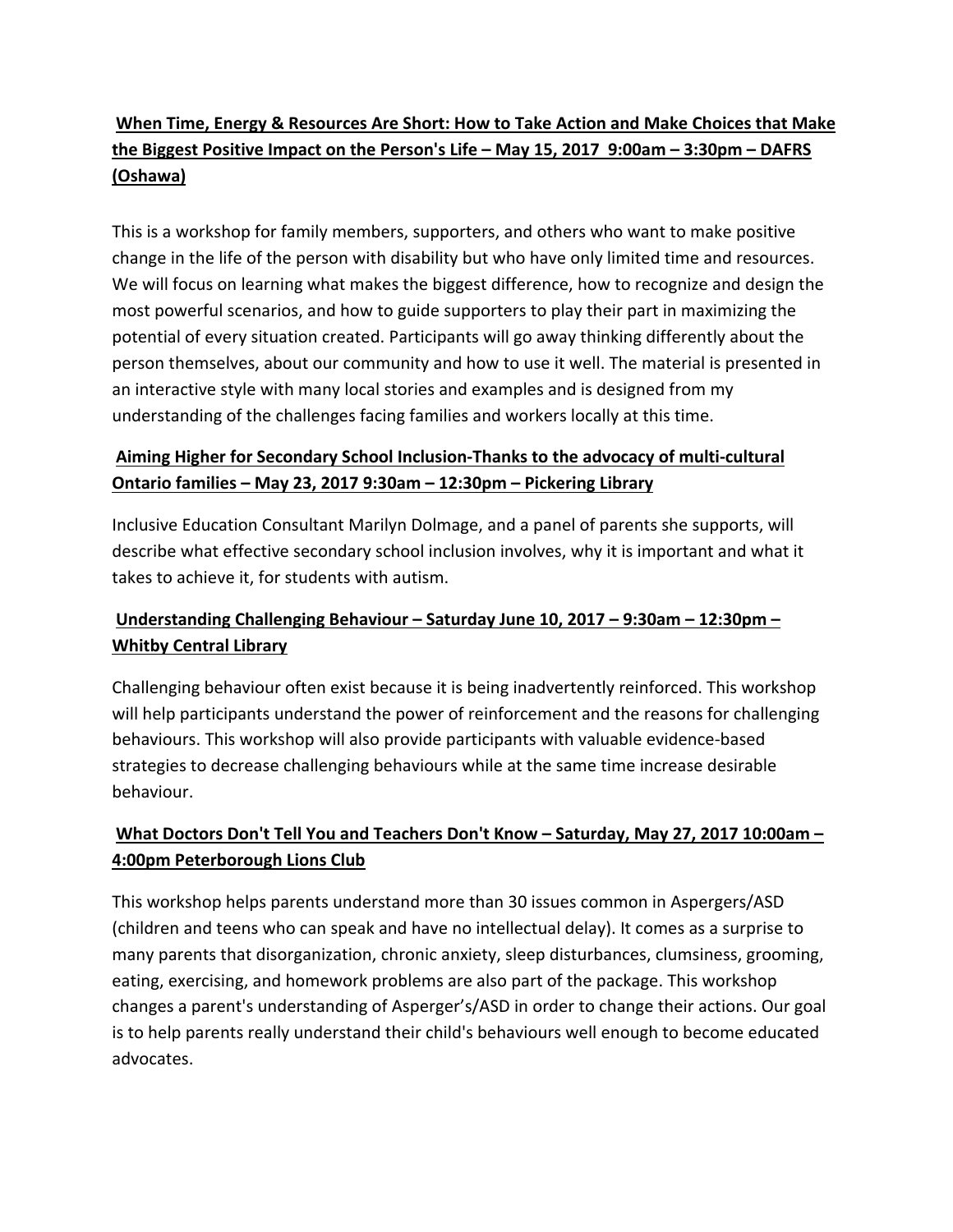**When Time, Energy & Resources Are Short: How to Take Action and Make Choices that Make the Biggest Positive Impact on the Person's Life – May 15, 2017 9:00am – 3:30pm – DAFRS (Oshawa)**

This is a workshop for family members, supporters, and others who want to make positive change in the life of the person with disability but who have only limited time and resources. We will focus on learning what makes the biggest difference, how to recognize and design the most powerful scenarios, and how to guide supporters to play their part in maximizing the potential of every situation created. Participants will go away thinking differently about the person themselves, about our community and how to use it well. The material is presented in an interactive style with many local stories and examples and is designed from my understanding of the challenges facing families and workers locally at this time.

**Aiming Higher for Secondary School Inclusion-Thanks to the advocacy of multi-cultural Ontario families – May 23, 2017 9:30am – 12:30pm – Pickering Library**

Inclusive Education Consultant Marilyn Dolmage, and a panel of parents she supports, will describe what effective secondary school inclusion involves, why it is important and what it takes to achieve it, for students with autism.

**Understanding Challenging Behaviour – Saturday June 10, 2017 – 9:30am – 12:30pm – Whitby Central Library**

Challenging behaviour often exist because it is being inadvertently reinforced. This workshop will help participants understand the power of reinforcement and the reasons for challenging behaviours. This workshop will also provide participants with valuable evidence-based strategies to decrease challenging behaviours while at the same time increase desirable behaviour.

**What Doctors Don't Tell You and Teachers Don't Know – Saturday, May 27, 2017 10:00am – 4:00pm Peterborough Lions Club**

This workshop helps parents understand more than 30 issues common in Aspergers/ASD (children and teens who can speak and have no intellectual delay). It comes as a surprise to many parents that disorganization, chronic anxiety, sleep disturbances, clumsiness, grooming, eating, exercising, and homework problems are also part of the package. This workshop changes a parent's understanding of Asperger's/ASD in order to change their actions. Our goal is to help parents really understand their child's behaviours well enough to become educated advocates.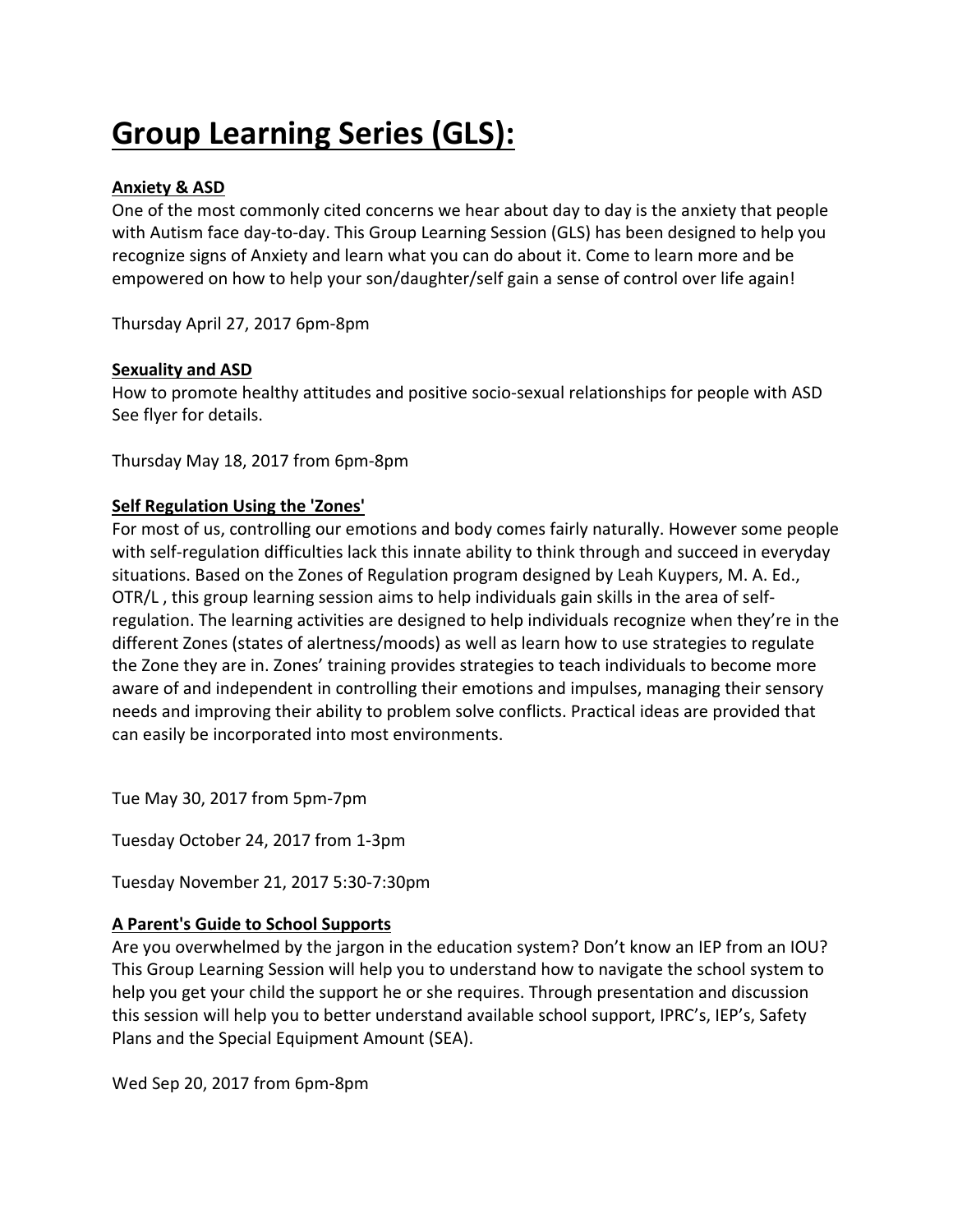# Group Learning Series (GLS):

**Anxiety & ASD**

One of the most commonly cited concerns we hear about day to day is the anxiety that people with Autism face day-to-day. This Group Learning Session (GLS) has been designed to help you recognize signs of Anxiety and learn what you can do about it. Come to learn more and be empowered on how to help your son/daughter/self gain a sense of control over life again!

Thursday April 27, 2017 6pm-8pm

**Sexuality and ASD**

How to promote healthy attitudes and positive socio-sexual relationships for people with ASD
See flyer for details.

Thursday May 18, 2017 from 6pm-8pm

**Self Regulation Using the 'Zones'**

For most of us, controlling our emotions and body comes fairly naturally. However some people with self-regulation difficulties lack this innate ability to think through and succeed in everyday situations. Based on the Zones of Regulation program designed by Leah Kuypers, M. A. Ed., OTR/L , this group learning session aims to help individuals gain skills in the area of self-regulation. The learning activities are designed to help individuals recognize when they're in the different Zones (states of alertness/moods) as well as learn how to use strategies to regulate the Zone they are in. Zones' training provides strategies to teach individuals to become more aware of and independent in controlling their emotions and impulses, managing their sensory needs and improving their ability to problem solve conflicts. Practical ideas are provided that can easily be incorporated into most environments.

Tue May 30, 2017 from 5pm-7pm

Tuesday October 24, 2017 from 1-3pm

Tuesday November 21, 2017 5:30-7:30pm

**A Parent's Guide to School Supports**

Are you overwhelmed by the jargon in the education system? Don't know an IEP from an IOU? This Group Learning Session will help you to understand how to navigate the school system to help you get your child the support he or she requires. Through presentation and discussion this session will help you to better understand available school support, IPRC's, IEP's, Safety Plans and the Special Equipment Amount (SEA).

Wed Sep 20, 2017 from 6pm-8pm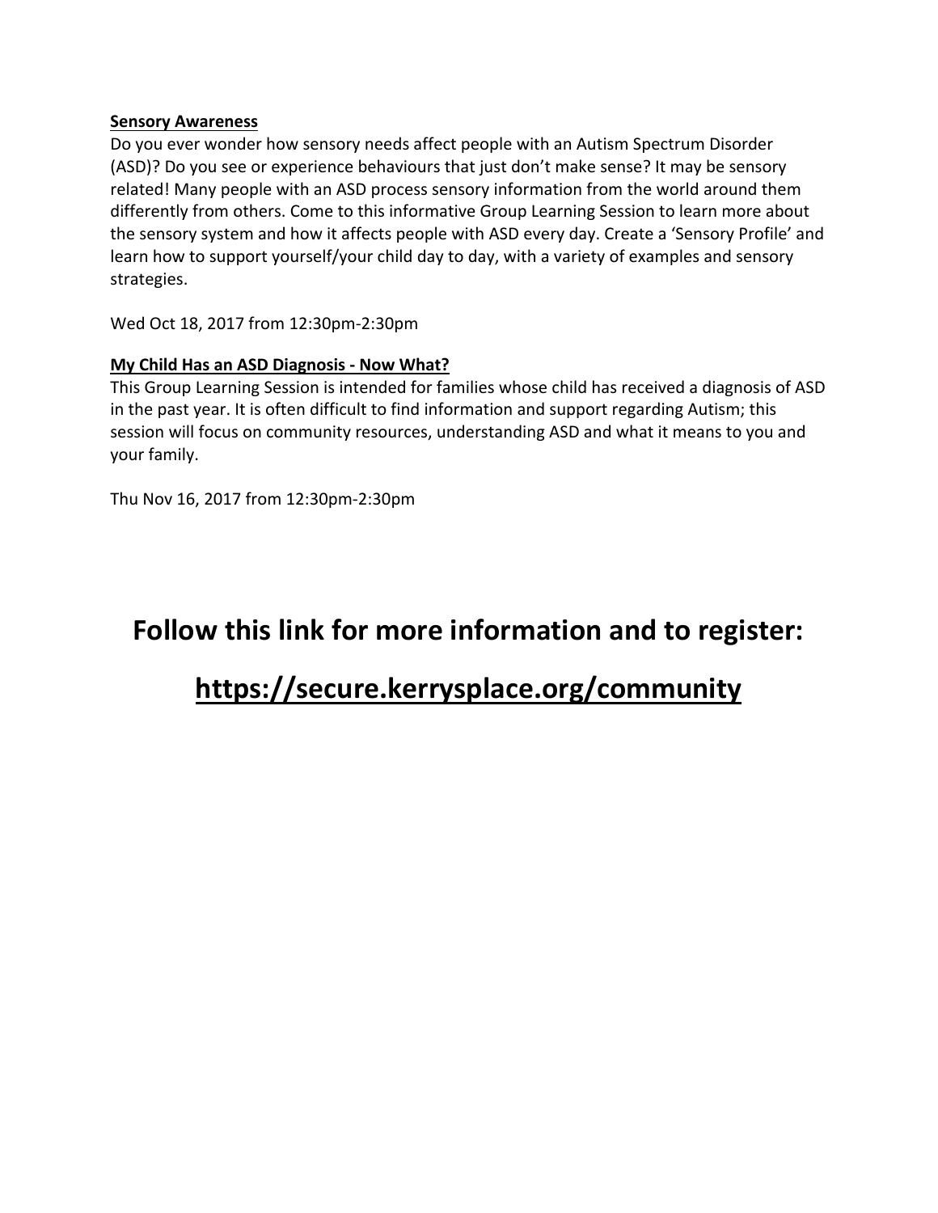**Sensory Awareness**

Do you ever wonder how sensory needs affect people with an Autism Spectrum Disorder (ASD)? Do you see or experience behaviours that just don't make sense? It may be sensory related! Many people with an ASD process sensory information from the world around them differently from others. Come to this informative Group Learning Session to learn more about the sensory system and how it affects people with ASD every day. Create a 'Sensory Profile' and learn how to support yourself/your child day to day, with a variety of examples and sensory strategies.

Wed Oct 18, 2017 from 12:30pm-2:30pm

**My Child Has an ASD Diagnosis - Now What?**

This Group Learning Session is intended for families whose child has received a diagnosis of ASD in the past year. It is often difficult to find information and support regarding Autism; this session will focus on community resources, understanding ASD and what it means to you and your family.

Thu Nov 16, 2017 from 12:30pm-2:30pm

## Follow this link for more information and to register:

## https://secure.kerrysplace.org/community